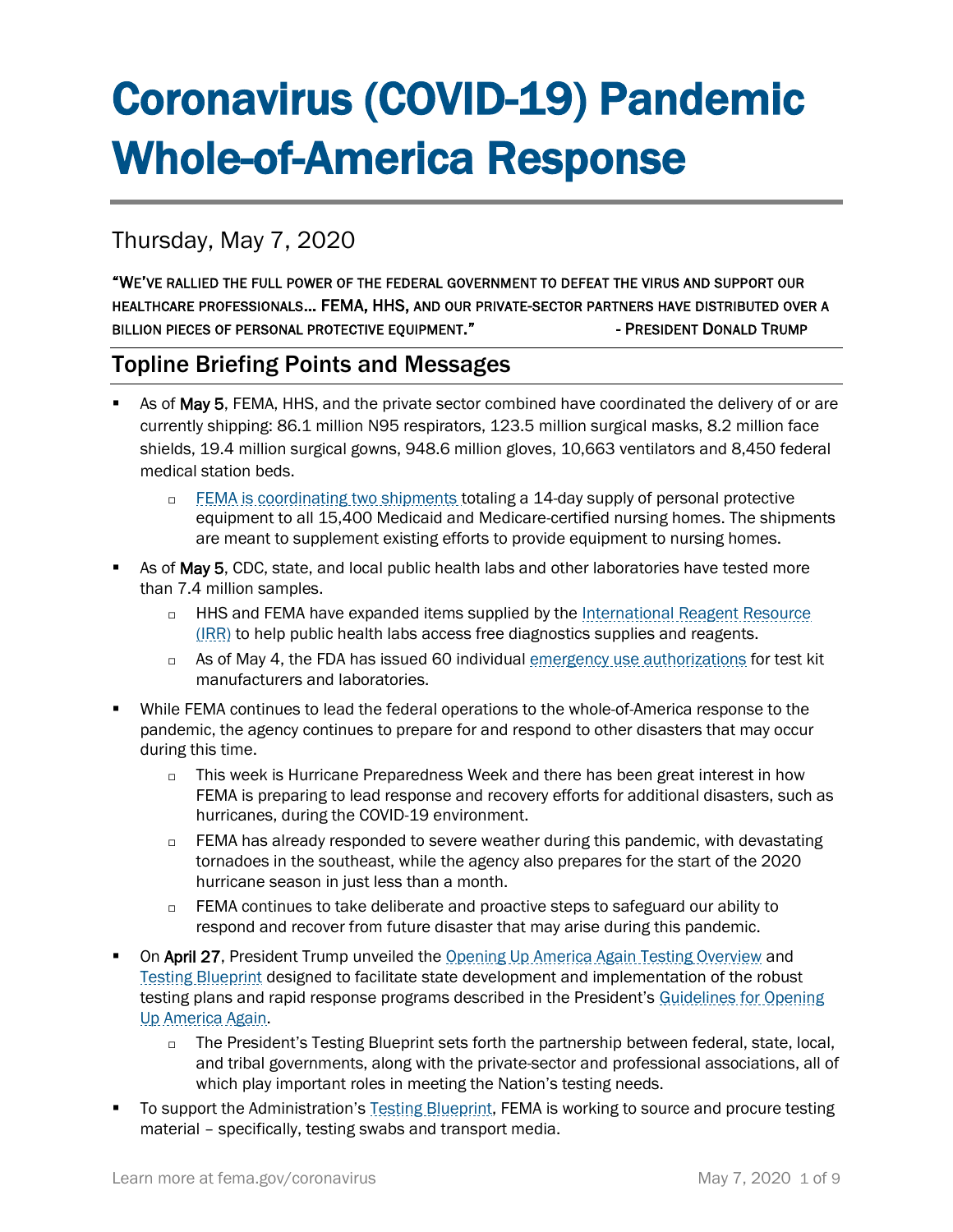# Coronavirus (COVID-19) Pandemic Whole-of-America Response

## Thursday, May 7, 2020

"WE'VE RALLIED THE FULL POWER OF THE FEDERAL GOVERNMENT TO DEFEAT THE VIRUS AND SUPPORT OUR HEALTHCARE PROFESSIONALS… FEMA, HHS, AND OUR PRIVATE-SECTOR PARTNERS HAVE DISTRIBUTED OVER A BILLION PIECES OF PERSONAL PROTECTIVE EQUIPMENT." - PRESIDENT DONALD TRUMP

## Topline Briefing Points and Messages

- As of **May 5**, FEMA, HHS, and the private sector combined have coordinated the delivery of or are currently shipping: 86.1 million N95 respirators, 123.5 million surgical masks, 8.2 million face shields, 19.4 million surgical gowns, 948.6 million gloves, 10,663 ventilators and 8,450 federal medical station beds.
  - FEMA is coordinating two shipments totaling a 14-day supply of personal protective equipment to all 15,400 Medicaid and Medicare-certified nursing homes. The shipments are meant to supplement existing efforts to provide equipment to nursing homes.
- As of **May 5**, CDC, state, and local public health labs and other laboratories have tested more than 7.4 million samples.
  - HHS and FEMA have expanded items supplied by the International Reagent Resource (IRR) to help public health labs access free diagnostics supplies and reagents.
  - As of May 4, the FDA has issued 60 individual emergency use authorizations for test kit manufacturers and laboratories.
- While FEMA continues to lead the federal operations to the whole-of-America response to the pandemic, the agency continues to prepare for and respond to other disasters that may occur during this time.
  - This week is Hurricane Preparedness Week and there has been great interest in how FEMA is preparing to lead response and recovery efforts for additional disasters, such as hurricanes, during the COVID-19 environment.
  - FEMA has already responded to severe weather during this pandemic, with devastating tornadoes in the southeast, while the agency also prepares for the start of the 2020 hurricane season in just less than a month.
  - FEMA continues to take deliberate and proactive steps to safeguard our ability to respond and recover from future disaster that may arise during this pandemic.
- On **April 27**, President Trump unveiled the Opening Up America Again Testing Overview and Testing Blueprint designed to facilitate state development and implementation of the robust testing plans and rapid response programs described in the President's Guidelines for Opening Up America Again.
  - The President's Testing Blueprint sets forth the partnership between federal, state, local, and tribal governments, along with the private-sector and professional associations, all of which play important roles in meeting the Nation's testing needs.
- To support the Administration's Testing Blueprint, FEMA is working to source and procure testing material – specifically, testing swabs and transport media.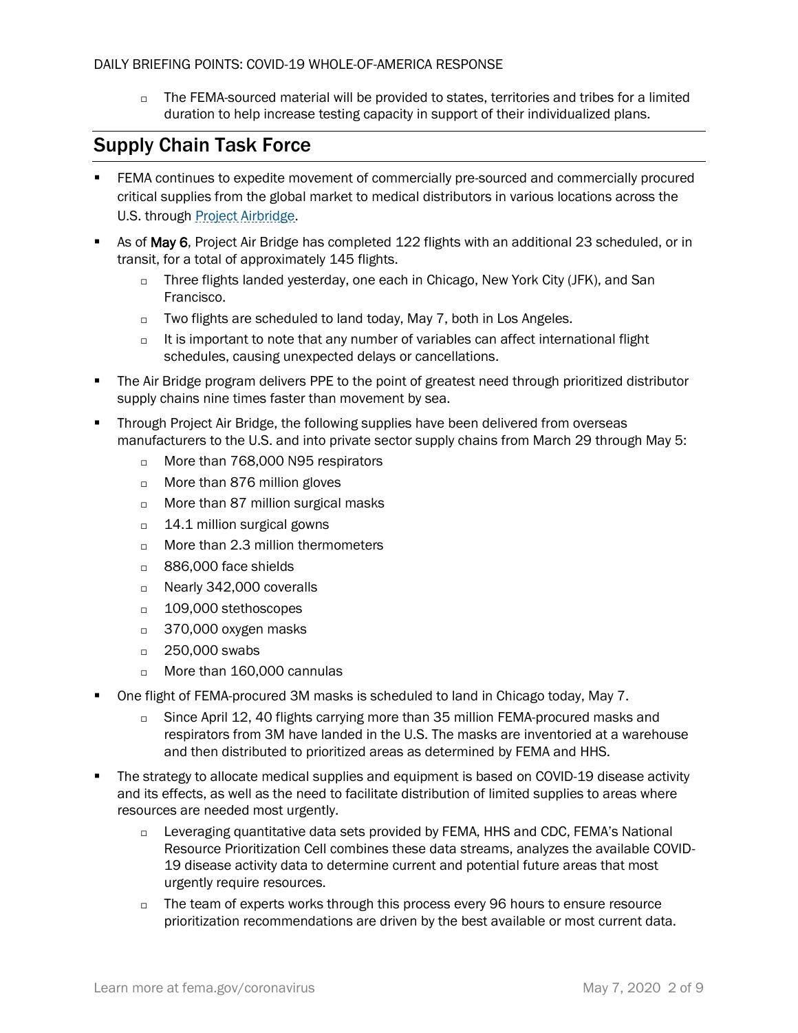- The FEMA-sourced material will be provided to states, territories and tribes for a limited duration to help increase testing capacity in support of their individualized plans.

## Supply Chain Task Force

- FEMA continues to expedite movement of commercially pre-sourced and commercially procured critical supplies from the global market to medical distributors in various locations across the U.S. through Project Airbridge.
- As of **May 6**, Project Air Bridge has completed 122 flights with an additional 23 scheduled, or in transit, for a total of approximately 145 flights.
  - Three flights landed yesterday, one each in Chicago, New York City (JFK), and San Francisco.
  - Two flights are scheduled to land today, May 7, both in Los Angeles.
  - It is important to note that any number of variables can affect international flight schedules, causing unexpected delays or cancellations.
- The Air Bridge program delivers PPE to the point of greatest need through prioritized distributor supply chains nine times faster than movement by sea.
- Through Project Air Bridge, the following supplies have been delivered from overseas manufacturers to the U.S. and into private sector supply chains from March 29 through May 5:
  - More than 768,000 N95 respirators
  - More than 876 million gloves
  - More than 87 million surgical masks
  - 14.1 million surgical gowns
  - More than 2.3 million thermometers
  - 886,000 face shields
  - Nearly 342,000 coveralls
  - 109,000 stethoscopes
  - 370,000 oxygen masks
  - 250,000 swabs
  - More than 160,000 cannulas
- One flight of FEMA-procured 3M masks is scheduled to land in Chicago today, May 7.
  - Since April 12, 40 flights carrying more than 35 million FEMA-procured masks and respirators from 3M have landed in the U.S. The masks are inventoried at a warehouse and then distributed to prioritized areas as determined by FEMA and HHS.
- The strategy to allocate medical supplies and equipment is based on COVID-19 disease activity and its effects, as well as the need to facilitate distribution of limited supplies to areas where resources are needed most urgently.
  - Leveraging quantitative data sets provided by FEMA, HHS and CDC, FEMA's National Resource Prioritization Cell combines these data streams, analyzes the available COVID-19 disease activity data to determine current and potential future areas that most urgently require resources.
  - The team of experts works through this process every 96 hours to ensure resource prioritization recommendations are driven by the best available or most current data.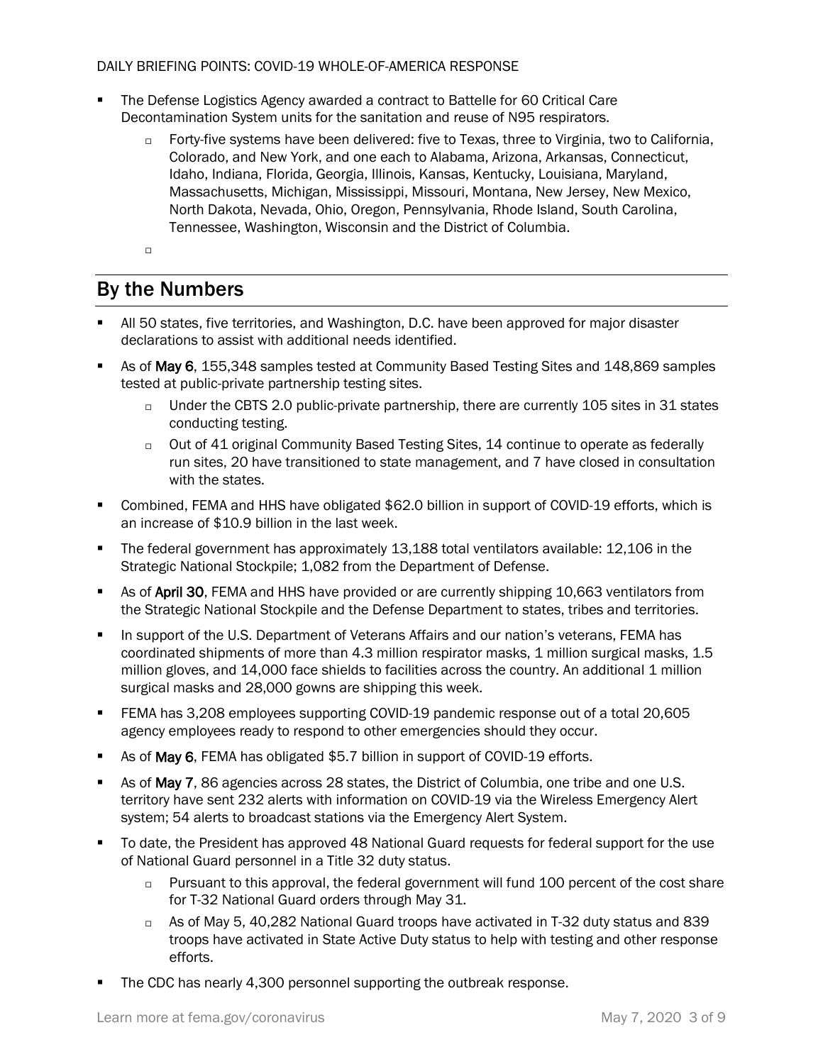- The Defense Logistics Agency awarded a contract to Battelle for 60 Critical Care Decontamination System units for the sanitation and reuse of N95 respirators.
  - Forty-five systems have been delivered: five to Texas, three to Virginia, two to California, Colorado, and New York, and one each to Alabama, Arizona, Arkansas, Connecticut, Idaho, Indiana, Florida, Georgia, Illinois, Kansas, Kentucky, Louisiana, Maryland, Massachusetts, Michigan, Mississippi, Missouri, Montana, New Jersey, New Mexico, North Dakota, Nevada, Ohio, Oregon, Pennsylvania, Rhode Island, South Carolina, Tennessee, Washington, Wisconsin and the District of Columbia.

## By the Numbers

- All 50 states, five territories, and Washington, D.C. have been approved for major disaster declarations to assist with additional needs identified.
- As of **May 6**, 155,348 samples tested at Community Based Testing Sites and 148,869 samples tested at public-private partnership testing sites.
  - Under the CBTS 2.0 public-private partnership, there are currently 105 sites in 31 states conducting testing.
  - Out of 41 original Community Based Testing Sites, 14 continue to operate as federally run sites, 20 have transitioned to state management, and 7 have closed in consultation with the states.
- Combined, FEMA and HHS have obligated $62.0 billion in support of COVID-19 efforts, which is an increase of $10.9 billion in the last week.
- The federal government has approximately 13,188 total ventilators available: 12,106 in the Strategic National Stockpile; 1,082 from the Department of Defense.
- As of **April 30**, FEMA and HHS have provided or are currently shipping 10,663 ventilators from the Strategic National Stockpile and the Defense Department to states, tribes and territories.
- In support of the U.S. Department of Veterans Affairs and our nation's veterans, FEMA has coordinated shipments of more than 4.3 million respirator masks, 1 million surgical masks, 1.5 million gloves, and 14,000 face shields to facilities across the country. An additional 1 million surgical masks and 28,000 gowns are shipping this week.
- FEMA has 3,208 employees supporting COVID-19 pandemic response out of a total 20,605 agency employees ready to respond to other emergencies should they occur.
- As of **May 6**, FEMA has obligated $5.7 billion in support of COVID-19 efforts.
- As of **May 7**, 86 agencies across 28 states, the District of Columbia, one tribe and one U.S. territory have sent 232 alerts with information on COVID-19 via the Wireless Emergency Alert system; 54 alerts to broadcast stations via the Emergency Alert System.
- To date, the President has approved 48 National Guard requests for federal support for the use of National Guard personnel in a Title 32 duty status.
  - Pursuant to this approval, the federal government will fund 100 percent of the cost share for T-32 National Guard orders through May 31.
  - As of May 5, 40,282 National Guard troops have activated in T-32 duty status and 839 troops have activated in State Active Duty status to help with testing and other response efforts.
- The CDC has nearly 4,300 personnel supporting the outbreak response.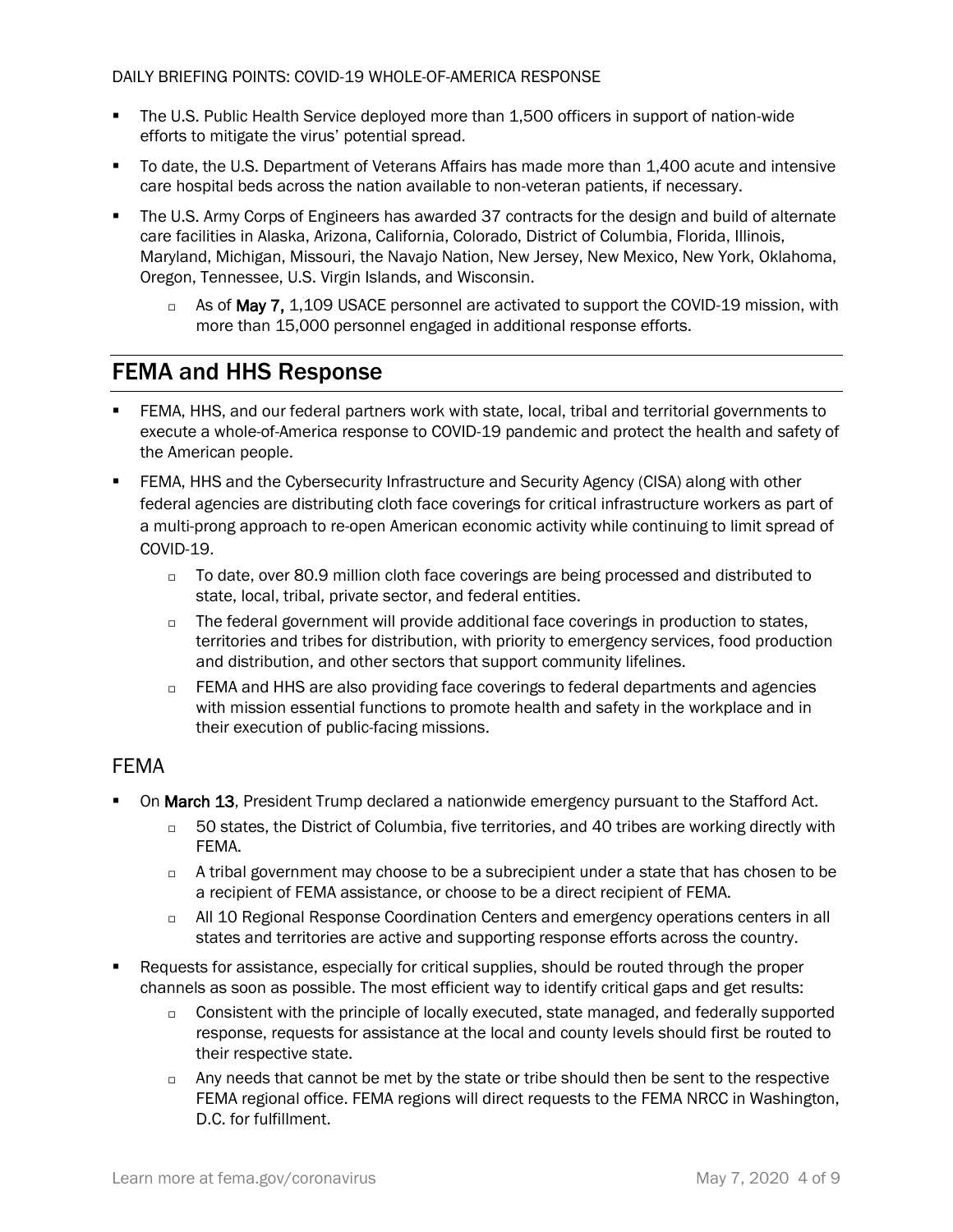- The U.S. Public Health Service deployed more than 1,500 officers in support of nation-wide efforts to mitigate the virus' potential spread.
- To date, the U.S. Department of Veterans Affairs has made more than 1,400 acute and intensive care hospital beds across the nation available to non-veteran patients, if necessary.
- The U.S. Army Corps of Engineers has awarded 37 contracts for the design and build of alternate care facilities in Alaska, Arizona, California, Colorado, District of Columbia, Florida, Illinois, Maryland, Michigan, Missouri, the Navajo Nation, New Jersey, New Mexico, New York, Oklahoma, Oregon, Tennessee, U.S. Virgin Islands, and Wisconsin.
  - As of **May 7,** 1,109 USACE personnel are activated to support the COVID-19 mission, with more than 15,000 personnel engaged in additional response efforts.

## FEMA and HHS Response

- FEMA, HHS, and our federal partners work with state, local, tribal and territorial governments to execute a whole-of-America response to COVID-19 pandemic and protect the health and safety of the American people.
- FEMA, HHS and the Cybersecurity Infrastructure and Security Agency (CISA) along with other federal agencies are distributing cloth face coverings for critical infrastructure workers as part of a multi-prong approach to re-open American economic activity while continuing to limit spread of COVID-19.
  - To date, over 80.9 million cloth face coverings are being processed and distributed to state, local, tribal, private sector, and federal entities.
  - The federal government will provide additional face coverings in production to states, territories and tribes for distribution, with priority to emergency services, food production and distribution, and other sectors that support community lifelines.
  - FEMA and HHS are also providing face coverings to federal departments and agencies with mission essential functions to promote health and safety in the workplace and in their execution of public-facing missions.

### FEMA

- On **March 13**, President Trump declared a nationwide emergency pursuant to the Stafford Act.
  - 50 states, the District of Columbia, five territories, and 40 tribes are working directly with FEMA.
  - A tribal government may choose to be a subrecipient under a state that has chosen to be a recipient of FEMA assistance, or choose to be a direct recipient of FEMA.
  - All 10 Regional Response Coordination Centers and emergency operations centers in all states and territories are active and supporting response efforts across the country.
- Requests for assistance, especially for critical supplies, should be routed through the proper channels as soon as possible. The most efficient way to identify critical gaps and get results:
  - Consistent with the principle of locally executed, state managed, and federally supported response, requests for assistance at the local and county levels should first be routed to their respective state.
  - Any needs that cannot be met by the state or tribe should then be sent to the respective FEMA regional office. FEMA regions will direct requests to the FEMA NRCC in Washington, D.C. for fulfillment.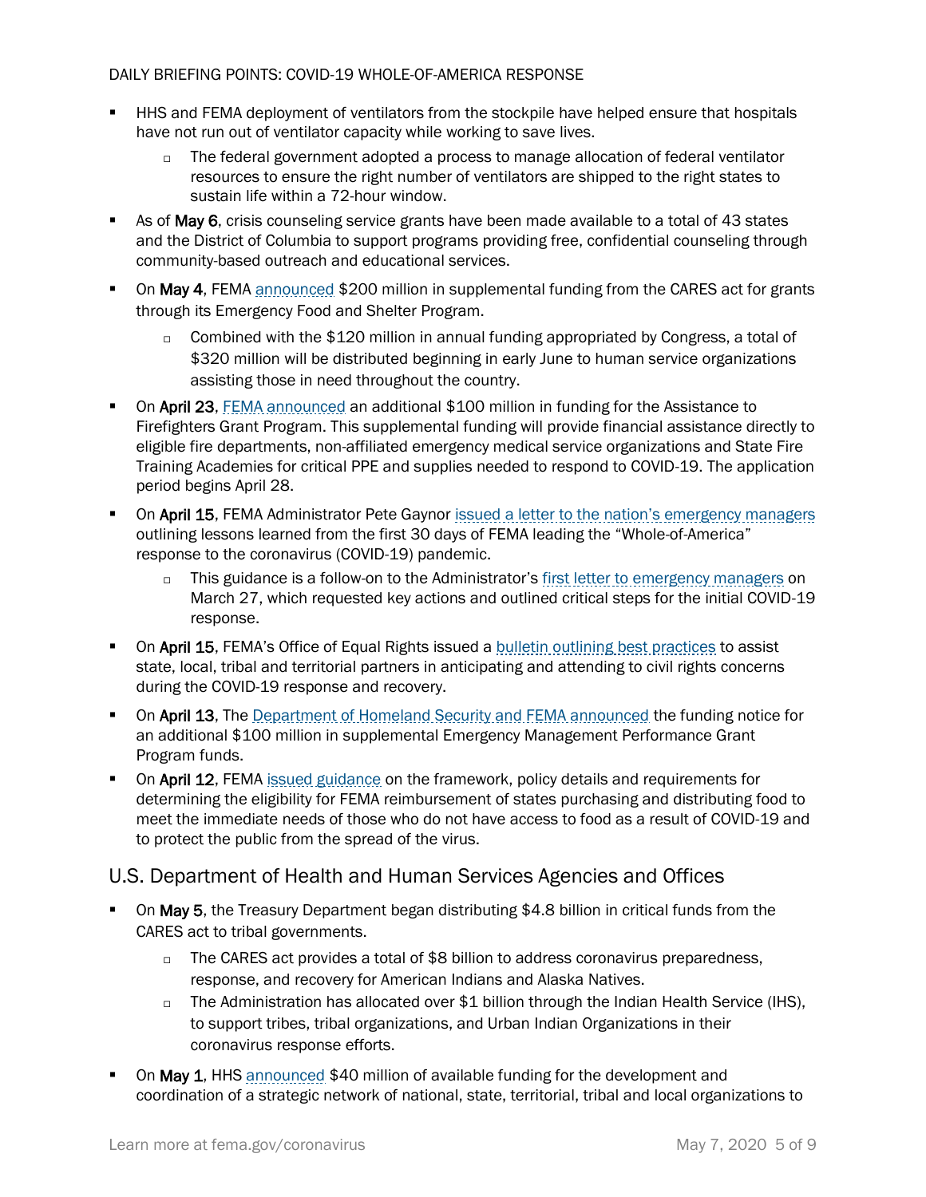- HHS and FEMA deployment of ventilators from the stockpile have helped ensure that hospitals have not run out of ventilator capacity while working to save lives.
  - The federal government adopted a process to manage allocation of federal ventilator resources to ensure the right number of ventilators are shipped to the right states to sustain life within a 72-hour window.
- As of **May 6**, crisis counseling service grants have been made available to a total of 43 states and the District of Columbia to support programs providing free, confidential counseling through community-based outreach and educational services.
- On **May 4**, FEMA announced $200 million in supplemental funding from the CARES act for grants through its Emergency Food and Shelter Program.
  - Combined with the $120 million in annual funding appropriated by Congress, a total of $320 million will be distributed beginning in early June to human service organizations assisting those in need throughout the country.
- On **April 23**, FEMA announced an additional $100 million in funding for the Assistance to Firefighters Grant Program. This supplemental funding will provide financial assistance directly to eligible fire departments, non-affiliated emergency medical service organizations and State Fire Training Academies for critical PPE and supplies needed to respond to COVID-19. The application period begins April 28.
- On **April 15**, FEMA Administrator Pete Gaynor issued a letter to the nation's emergency managers outlining lessons learned from the first 30 days of FEMA leading the "Whole-of-America" response to the coronavirus (COVID-19) pandemic.
  - This guidance is a follow-on to the Administrator's first letter to emergency managers on March 27, which requested key actions and outlined critical steps for the initial COVID-19 response.
- On **April 15**, FEMA's Office of Equal Rights issued a bulletin outlining best practices to assist state, local, tribal and territorial partners in anticipating and attending to civil rights concerns during the COVID-19 response and recovery.
- On **April 13**, The Department of Homeland Security and FEMA announced the funding notice for an additional $100 million in supplemental Emergency Management Performance Grant Program funds.
- On **April 12**, FEMA issued guidance on the framework, policy details and requirements for determining the eligibility for FEMA reimbursement of states purchasing and distributing food to meet the immediate needs of those who do not have access to food as a result of COVID-19 and to protect the public from the spread of the virus.

## U.S. Department of Health and Human Services Agencies and Offices

- On **May 5**, the Treasury Department began distributing $4.8 billion in critical funds from the CARES act to tribal governments.
  - The CARES act provides a total of $8 billion to address coronavirus preparedness, response, and recovery for American Indians and Alaska Natives.
  - The Administration has allocated over $1 billion through the Indian Health Service (IHS), to support tribes, tribal organizations, and Urban Indian Organizations in their coronavirus response efforts.
- On **May 1**, HHS announced $40 million of available funding for the development and coordination of a strategic network of national, state, territorial, tribal and local organizations to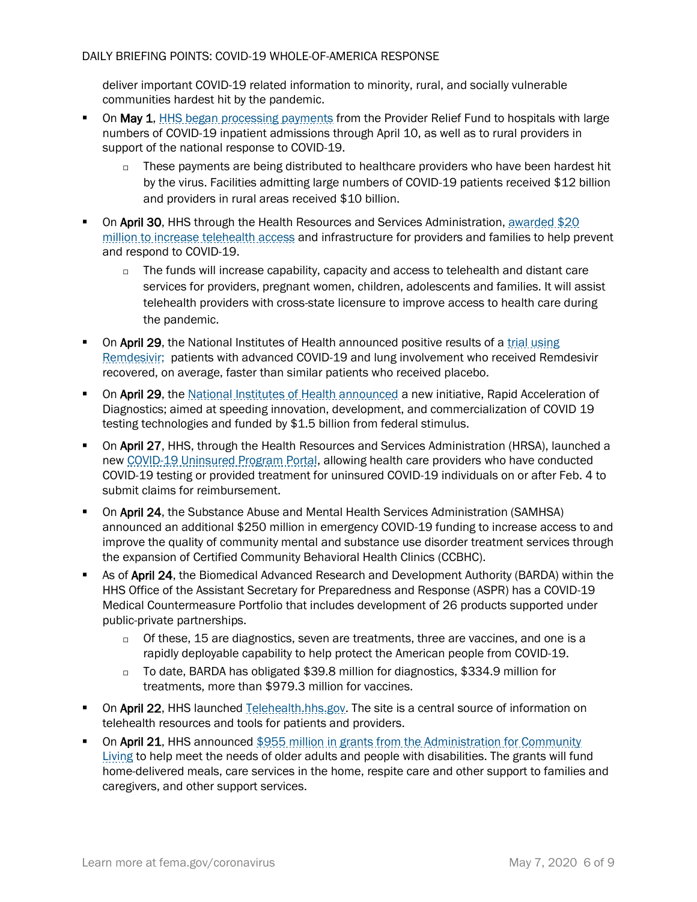deliver important COVID-19 related information to minority, rural, and socially vulnerable communities hardest hit by the pandemic.

- On **May 1**, HHS began processing payments from the Provider Relief Fund to hospitals with large numbers of COVID-19 inpatient admissions through April 10, as well as to rural providers in support of the national response to COVID-19.
  - These payments are being distributed to healthcare providers who have been hardest hit by the virus. Facilities admitting large numbers of COVID-19 patients received $12 billion and providers in rural areas received $10 billion.
- On **April 30**, HHS through the Health Resources and Services Administration, awarded $20 million to increase telehealth access and infrastructure for providers and families to help prevent and respond to COVID-19.
  - The funds will increase capability, capacity and access to telehealth and distant care services for providers, pregnant women, children, adolescents and families. It will assist telehealth providers with cross-state licensure to improve access to health care during the pandemic.
- On **April 29**, the National Institutes of Health announced positive results of a trial using Remdesivir; patients with advanced COVID-19 and lung involvement who received Remdesivir recovered, on average, faster than similar patients who received placebo.
- On **April 29**, the National Institutes of Health announced a new initiative, Rapid Acceleration of Diagnostics; aimed at speeding innovation, development, and commercialization of COVID 19 testing technologies and funded by $1.5 billion from federal stimulus.
- On **April 27**, HHS, through the Health Resources and Services Administration (HRSA), launched a new COVID-19 Uninsured Program Portal, allowing health care providers who have conducted COVID-19 testing or provided treatment for uninsured COVID-19 individuals on or after Feb. 4 to submit claims for reimbursement.
- On **April 24**, the Substance Abuse and Mental Health Services Administration (SAMHSA) announced an additional $250 million in emergency COVID-19 funding to increase access to and improve the quality of community mental and substance use disorder treatment services through the expansion of Certified Community Behavioral Health Clinics (CCBHC).
- As of **April 24**, the Biomedical Advanced Research and Development Authority (BARDA) within the HHS Office of the Assistant Secretary for Preparedness and Response (ASPR) has a COVID-19 Medical Countermeasure Portfolio that includes development of 26 products supported under public-private partnerships.
  - Of these, 15 are diagnostics, seven are treatments, three are vaccines, and one is a rapidly deployable capability to help protect the American people from COVID-19.
  - To date, BARDA has obligated $39.8 million for diagnostics, $334.9 million for treatments, more than $979.3 million for vaccines.
- On **April 22**, HHS launched Telehealth.hhs.gov. The site is a central source of information on telehealth resources and tools for patients and providers.
- On **April 21**, HHS announced $955 million in grants from the Administration for Community Living to help meet the needs of older adults and people with disabilities. The grants will fund home-delivered meals, care services in the home, respite care and other support to families and caregivers, and other support services.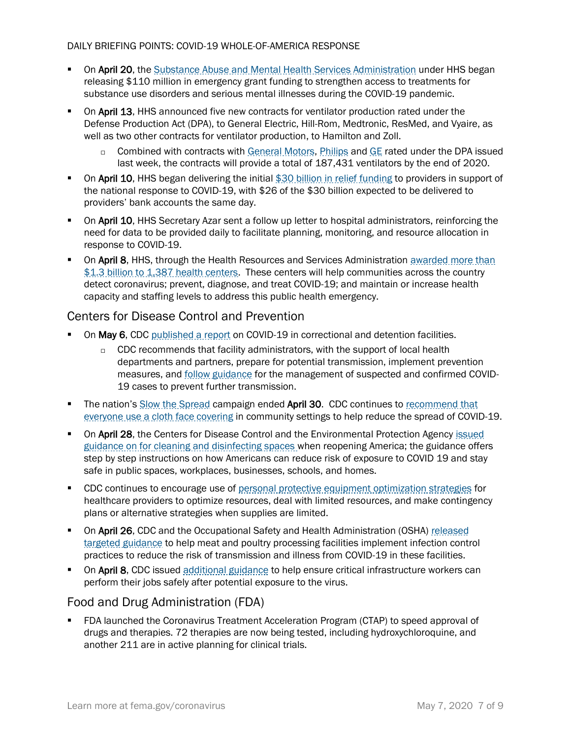- On **April 20**, the Substance Abuse and Mental Health Services Administration under HHS began releasing $110 million in emergency grant funding to strengthen access to treatments for substance use disorders and serious mental illnesses during the COVID-19 pandemic.
- On **April 13**, HHS announced five new contracts for ventilator production rated under the Defense Production Act (DPA), to General Electric, Hill-Rom, Medtronic, ResMed, and Vyaire, as well as two other contracts for ventilator production, to Hamilton and Zoll.
  - Combined with contracts with General Motors, Philips and GE rated under the DPA issued last week, the contracts will provide a total of 187,431 ventilators by the end of 2020.
- On **April 10**, HHS began delivering the initial $30 billion in relief funding to providers in support of the national response to COVID-19, with $26 of the $30 billion expected to be delivered to providers' bank accounts the same day.
- On **April 10**, HHS Secretary Azar sent a follow up letter to hospital administrators, reinforcing the need for data to be provided daily to facilitate planning, monitoring, and resource allocation in response to COVID-19.
- On **April 8**, HHS, through the Health Resources and Services Administration awarded more than $1.3 billion to 1,387 health centers. These centers will help communities across the country detect coronavirus; prevent, diagnose, and treat COVID-19; and maintain or increase health capacity and staffing levels to address this public health emergency.

## Centers for Disease Control and Prevention

- On **May 6**, CDC published a report on COVID-19 in correctional and detention facilities.
  - CDC recommends that facility administrators, with the support of local health departments and partners, prepare for potential transmission, implement prevention measures, and follow guidance for the management of suspected and confirmed COVID-19 cases to prevent further transmission.
- The nation's Slow the Spread campaign ended **April 30**. CDC continues to recommend that everyone use a cloth face covering in community settings to help reduce the spread of COVID-19.
- On **April 28**, the Centers for Disease Control and the Environmental Protection Agency issued guidance on for cleaning and disinfecting spaces when reopening America; the guidance offers step by step instructions on how Americans can reduce risk of exposure to COVID 19 and stay safe in public spaces, workplaces, businesses, schools, and homes.
- CDC continues to encourage use of personal protective equipment optimization strategies for healthcare providers to optimize resources, deal with limited resources, and make contingency plans or alternative strategies when supplies are limited.
- On **April 26**, CDC and the Occupational Safety and Health Administration (OSHA) released targeted guidance to help meat and poultry processing facilities implement infection control practices to reduce the risk of transmission and illness from COVID-19 in these facilities.
- On **April 8**, CDC issued additional guidance to help ensure critical infrastructure workers can perform their jobs safely after potential exposure to the virus.

## Food and Drug Administration (FDA)

- FDA launched the Coronavirus Treatment Acceleration Program (CTAP) to speed approval of drugs and therapies. 72 therapies are now being tested, including hydroxychloroquine, and another 211 are in active planning for clinical trials.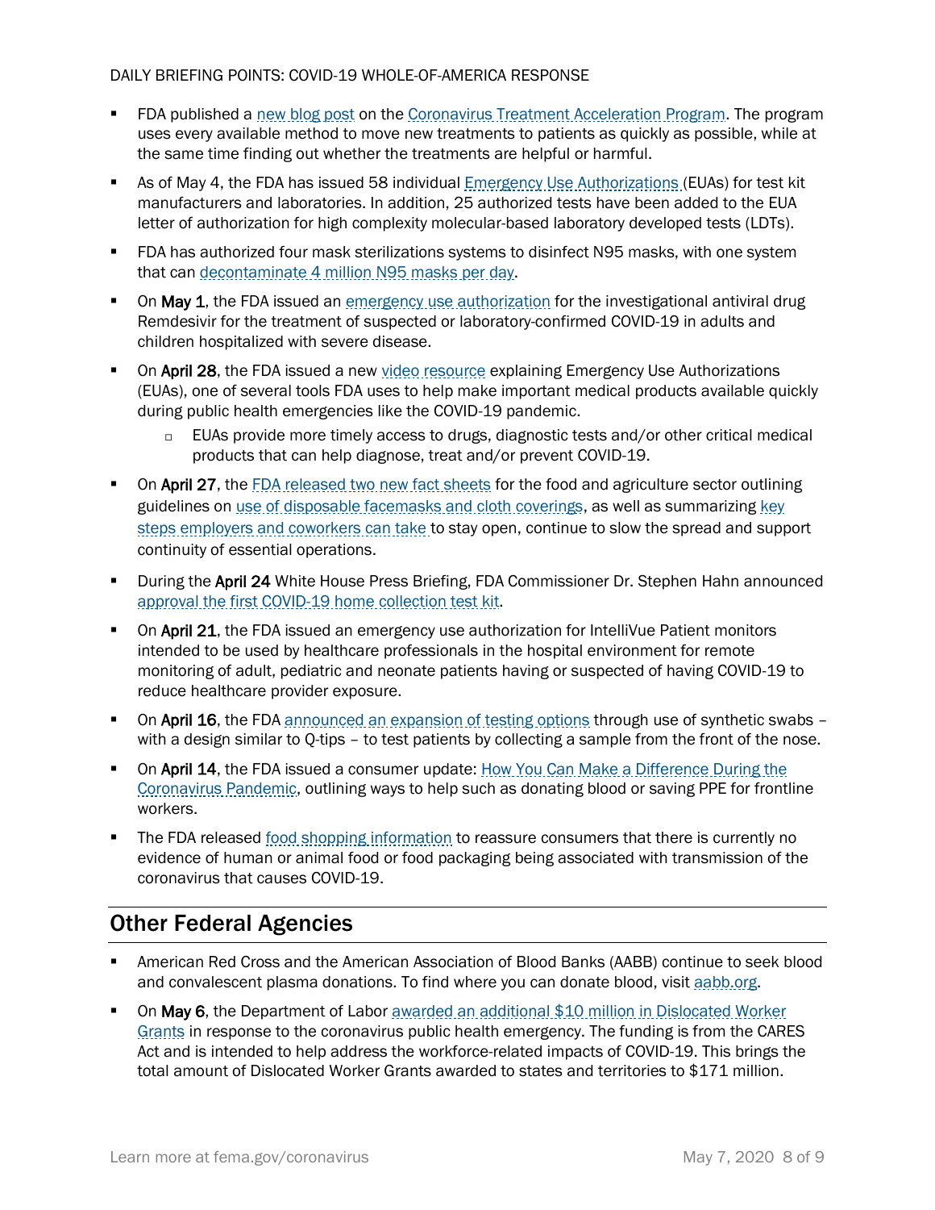- FDA published a new blog post on the Coronavirus Treatment Acceleration Program. The program uses every available method to move new treatments to patients as quickly as possible, while at the same time finding out whether the treatments are helpful or harmful.
- As of May 4, the FDA has issued 58 individual Emergency Use Authorizations (EUAs) for test kit manufacturers and laboratories. In addition, 25 authorized tests have been added to the EUA letter of authorization for high complexity molecular-based laboratory developed tests (LDTs).
- FDA has authorized four mask sterilizations systems to disinfect N95 masks, with one system that can decontaminate 4 million N95 masks per day.
- On **May 1**, the FDA issued an emergency use authorization for the investigational antiviral drug Remdesivir for the treatment of suspected or laboratory-confirmed COVID-19 in adults and children hospitalized with severe disease.
- On **April 28**, the FDA issued a new video resource explaining Emergency Use Authorizations (EUAs), one of several tools FDA uses to help make important medical products available quickly during public health emergencies like the COVID-19 pandemic.
  - EUAs provide more timely access to drugs, diagnostic tests and/or other critical medical products that can help diagnose, treat and/or prevent COVID-19.
- On **April 27**, the FDA released two new fact sheets for the food and agriculture sector outlining guidelines on use of disposable facemasks and cloth coverings, as well as summarizing key steps employers and coworkers can take to stay open, continue to slow the spread and support continuity of essential operations.
- During the **April 24** White House Press Briefing, FDA Commissioner Dr. Stephen Hahn announced approval the first COVID-19 home collection test kit.
- On **April 21**, the FDA issued an emergency use authorization for IntelliVue Patient monitors intended to be used by healthcare professionals in the hospital environment for remote monitoring of adult, pediatric and neonate patients having or suspected of having COVID-19 to reduce healthcare provider exposure.
- On **April 16**, the FDA announced an expansion of testing options through use of synthetic swabs – with a design similar to Q-tips – to test patients by collecting a sample from the front of the nose.
- On **April 14**, the FDA issued a consumer update: How You Can Make a Difference During the Coronavirus Pandemic, outlining ways to help such as donating blood or saving PPE for frontline workers.
- The FDA released food shopping information to reassure consumers that there is currently no evidence of human or animal food or food packaging being associated with transmission of the coronavirus that causes COVID-19.

## Other Federal Agencies

- American Red Cross and the American Association of Blood Banks (AABB) continue to seek blood and convalescent plasma donations. To find where you can donate blood, visit aabb.org.
- On **May 6**, the Department of Labor awarded an additional $10 million in Dislocated Worker Grants in response to the coronavirus public health emergency. The funding is from the CARES Act and is intended to help address the workforce-related impacts of COVID-19. This brings the total amount of Dislocated Worker Grants awarded to states and territories to $171 million.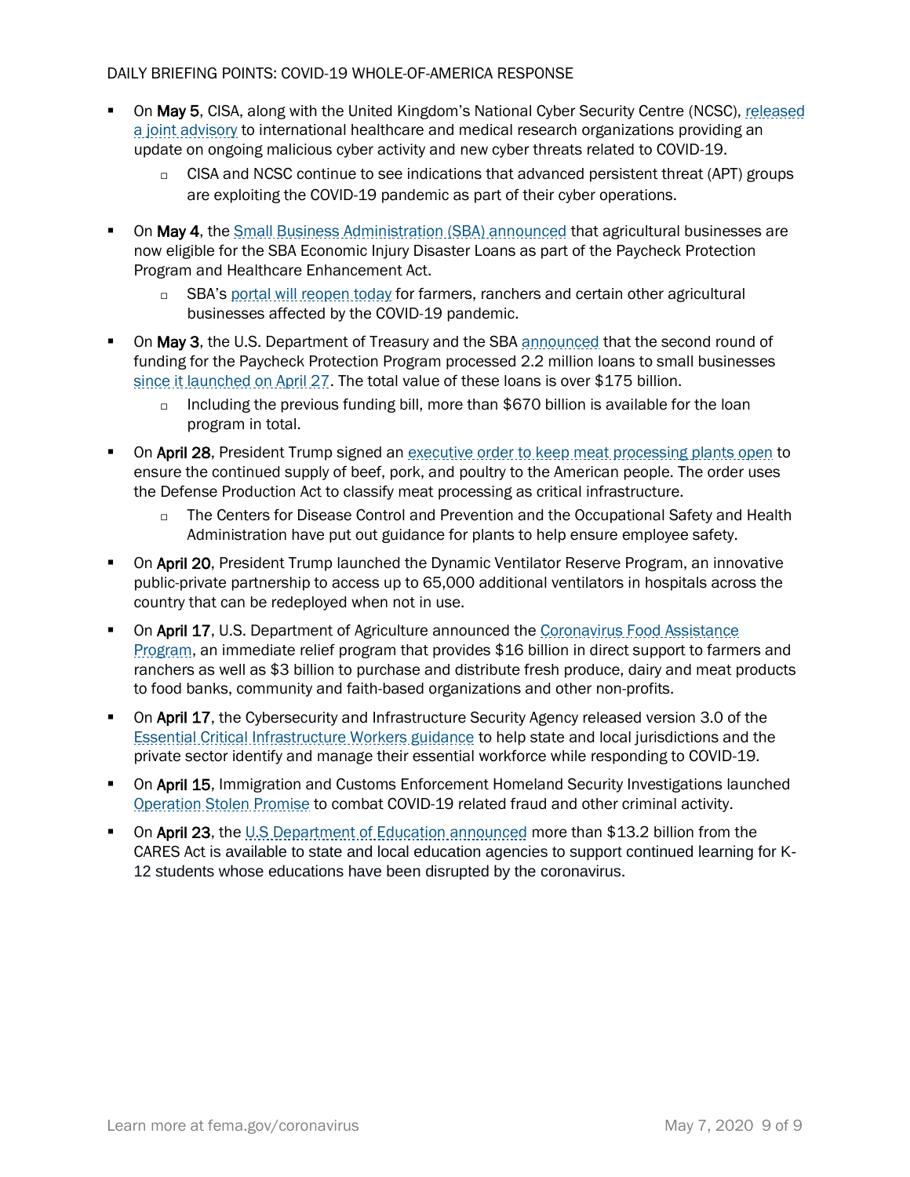- On **May 5**, CISA, along with the United Kingdom's National Cyber Security Centre (NCSC), released a joint advisory to international healthcare and medical research organizations providing an update on ongoing malicious cyber activity and new cyber threats related to COVID-19.
  - CISA and NCSC continue to see indications that advanced persistent threat (APT) groups are exploiting the COVID-19 pandemic as part of their cyber operations.
- On **May 4**, the Small Business Administration (SBA) announced that agricultural businesses are now eligible for the SBA Economic Injury Disaster Loans as part of the Paycheck Protection Program and Healthcare Enhancement Act.
  - SBA's portal will reopen today for farmers, ranchers and certain other agricultural businesses affected by the COVID-19 pandemic.
- On **May 3**, the U.S. Department of Treasury and the SBA announced that the second round of funding for the Paycheck Protection Program processed 2.2 million loans to small businesses since it launched on April 27. The total value of these loans is over $175 billion.
  - Including the previous funding bill, more than $670 billion is available for the loan program in total.
- On **April 28**, President Trump signed an executive order to keep meat processing plants open to ensure the continued supply of beef, pork, and poultry to the American people. The order uses the Defense Production Act to classify meat processing as critical infrastructure.
  - The Centers for Disease Control and Prevention and the Occupational Safety and Health Administration have put out guidance for plants to help ensure employee safety.
- On **April 20**, President Trump launched the Dynamic Ventilator Reserve Program, an innovative public-private partnership to access up to 65,000 additional ventilators in hospitals across the country that can be redeployed when not in use.
- On **April 17**, U.S. Department of Agriculture announced the Coronavirus Food Assistance Program, an immediate relief program that provides $16 billion in direct support to farmers and ranchers as well as $3 billion to purchase and distribute fresh produce, dairy and meat products to food banks, community and faith-based organizations and other non-profits.
- On **April 17**, the Cybersecurity and Infrastructure Security Agency released version 3.0 of the Essential Critical Infrastructure Workers guidance to help state and local jurisdictions and the private sector identify and manage their essential workforce while responding to COVID-19.
- On **April 15**, Immigration and Customs Enforcement Homeland Security Investigations launched Operation Stolen Promise to combat COVID-19 related fraud and other criminal activity.
- On **April 23**, the U.S Department of Education announced more than $13.2 billion from the CARES Act is available to state and local education agencies to support continued learning for K-12 students whose educations have been disrupted by the coronavirus.